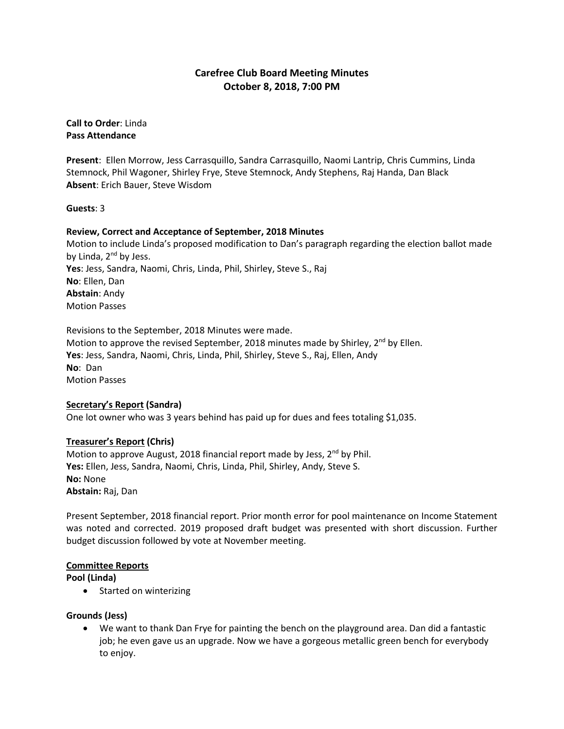# Carefree Club Board Meeting Minutes
## October 8, 2018, 7:00 PM

**Call to Order**: Linda
**Pass Attendance**

**Present**: Ellen Morrow, Jess Carrasquillo, Sandra Carrasquillo, Naomi Lantrip, Chris Cummins, Linda Stemnock, Phil Wagoner, Shirley Frye, Steve Stemnock, Andy Stephens, Raj Handa, Dan Black
**Absent**: Erich Bauer, Steve Wisdom

**Guests**: 3

**Review, Correct and Acceptance of September, 2018 Minutes**
Motion to include Linda's proposed modification to Dan's paragraph regarding the election ballot made by Linda, 2nd by Jess.
**Yes**: Jess, Sandra, Naomi, Chris, Linda, Phil, Shirley, Steve S., Raj
**No**: Ellen, Dan
**Abstain**: Andy
Motion Passes

Revisions to the September, 2018 Minutes were made.
Motion to approve the revised September, 2018 minutes made by Shirley, 2nd by Ellen.
**Yes**: Jess, Sandra, Naomi, Chris, Linda, Phil, Shirley, Steve S., Raj, Ellen, Andy
**No**: Dan
Motion Passes

**Secretary's Report (Sandra)**
One lot owner who was 3 years behind has paid up for dues and fees totaling $1,035.

**Treasurer's Report (Chris)**
Motion to approve August, 2018 financial report made by Jess, 2nd by Phil.
**Yes:** Ellen, Jess, Sandra, Naomi, Chris, Linda, Phil, Shirley, Andy, Steve S.
**No:** None
**Abstain:** Raj, Dan

Present September, 2018 financial report. Prior month error for pool maintenance on Income Statement was noted and corrected. 2019 proposed draft budget was presented with short discussion. Further budget discussion followed by vote at November meeting.

**Committee Reports**

**Pool (Linda)**

- Started on winterizing

**Grounds (Jess)**

- We want to thank Dan Frye for painting the bench on the playground area. Dan did a fantastic job; he even gave us an upgrade. Now we have a gorgeous metallic green bench for everybody to enjoy.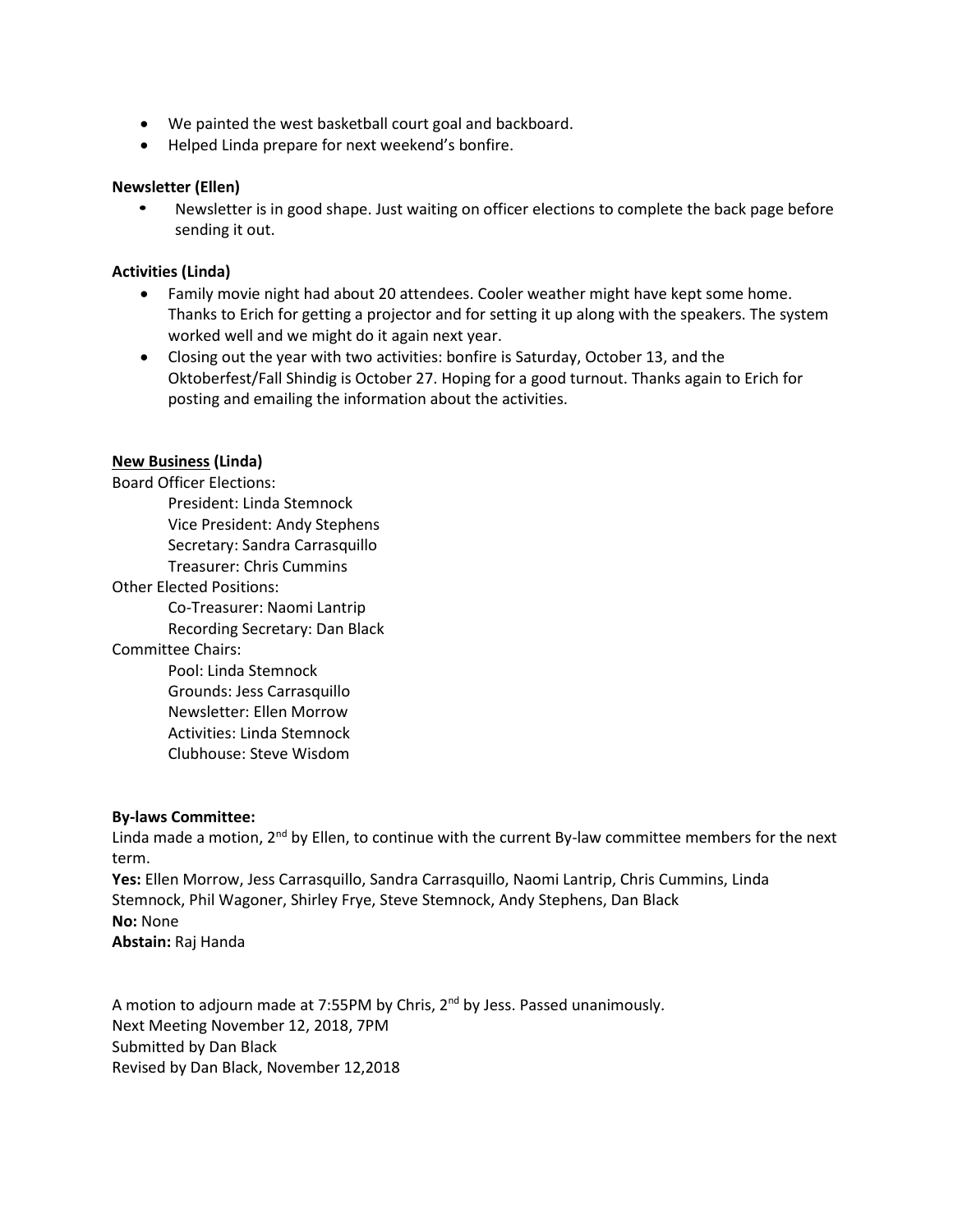- We painted the west basketball court goal and backboard.
- Helped Linda prepare for next weekend's bonfire.

**Newsletter (Ellen)**

- Newsletter is in good shape. Just waiting on officer elections to complete the back page before sending it out.

**Activities (Linda)**

- Family movie night had about 20 attendees. Cooler weather might have kept some home. Thanks to Erich for getting a projector and for setting it up along with the speakers. The system worked well and we might do it again next year.
- Closing out the year with two activities: bonfire is Saturday, October 13, and the Oktoberfest/Fall Shindig is October 27. Hoping for a good turnout. Thanks again to Erich for posting and emailing the information about the activities.

**New Business (Linda)**

Board Officer Elections:

President: Linda Stemnock
Vice President: Andy Stephens
Secretary: Sandra Carrasquillo
Treasurer: Chris Cummins

Other Elected Positions:

Co-Treasurer: Naomi Lantrip
Recording Secretary: Dan Black

Committee Chairs:

Pool: Linda Stemnock
Grounds: Jess Carrasquillo
Newsletter: Ellen Morrow
Activities: Linda Stemnock
Clubhouse: Steve Wisdom

**By-laws Committee:**

Linda made a motion, 2nd by Ellen, to continue with the current By-law committee members for the next term.

**Yes:** Ellen Morrow, Jess Carrasquillo, Sandra Carrasquillo, Naomi Lantrip, Chris Cummins, Linda Stemnock, Phil Wagoner, Shirley Frye, Steve Stemnock, Andy Stephens, Dan Black
**No:** None
**Abstain:** Raj Handa

A motion to adjourn made at 7:55PM by Chris, 2nd by Jess. Passed unanimously.
Next Meeting November 12, 2018, 7PM
Submitted by Dan Black
Revised by Dan Black, November 12,2018